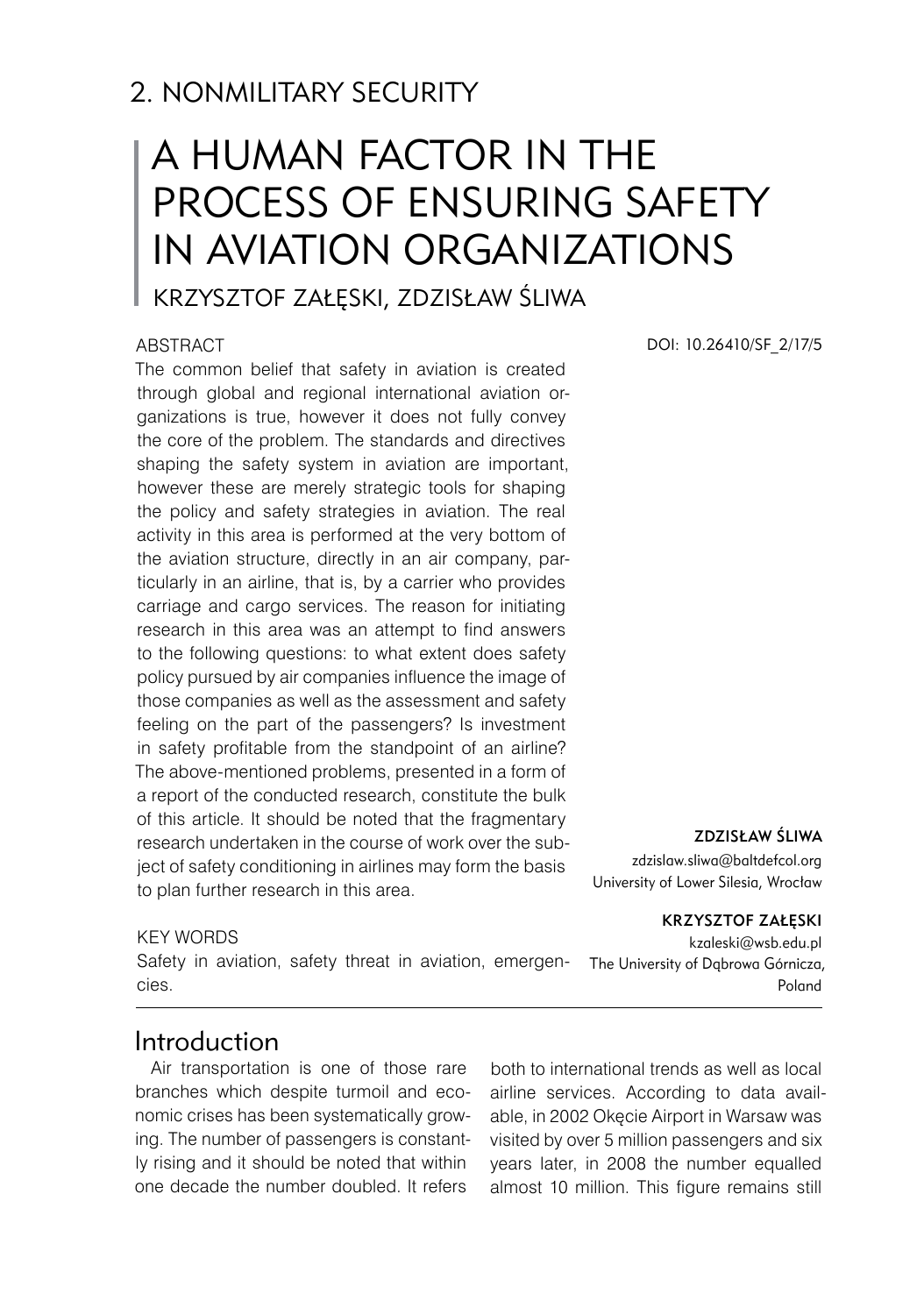## 2. NONMILITARY SECURITY

# A HUMAN FACTOR IN THE PROCESS OF ENSURING SAFETY IN AVIATION ORGANIZATIONS

KRZYSZTOF ZAŁĘSKI, ZDZISŁAW ŚLIWA

DOI: 10.26410/SF_2/17/5

### ABSTRACT

The common belief that safety in aviation is created through global and regional international aviation organizations is true, however it does not fully convey the core of the problem. The standards and directives shaping the safety system in aviation are important, however these are merely strategic tools for shaping the policy and safety strategies in aviation. The real activity in this area is performed at the very bottom of the aviation structure, directly in an air company, particularly in an airline, that is, by a carrier who provides carriage and cargo services. The reason for initiating research in this area was an attempt to find answers to the following questions: to what extent does safety policy pursued by air companies influence the image of those companies as well as the assessment and safety feeling on the part of the passengers? Is investment in safety profitable from the standpoint of an airline? The above-mentioned problems, presented in a form of a report of the conducted research, constitute the bulk of this article. It should be noted that the fragmentary research undertaken in the course of work over the subject of safety conditioning in airlines may form the basis to plan further research in this area.

### KEY WORDS

Safety in aviation, safety threat in aviation, emergencies.

**ZDZISŁAW ŚLIWA**
zdzislaw.sliwa@baltdefcol.org
University of Lower Silesia, Wrocław

**KRZYSZTOF ZAŁĘSKI**
kzaleski@wsb.edu.pl
The University of Dąbrowa Górnicza, Poland

## Introduction

Air transportation is one of those rare branches which despite turmoil and economic crises has been systematically growing. The number of passengers is constantly rising and it should be noted that within one decade the number doubled. It refers both to international trends as well as local airline services. According to data available, in 2002 Okęcie Airport in Warsaw was visited by over 5 million passengers and six years later, in 2008 the number equalled almost 10 million. This figure remains still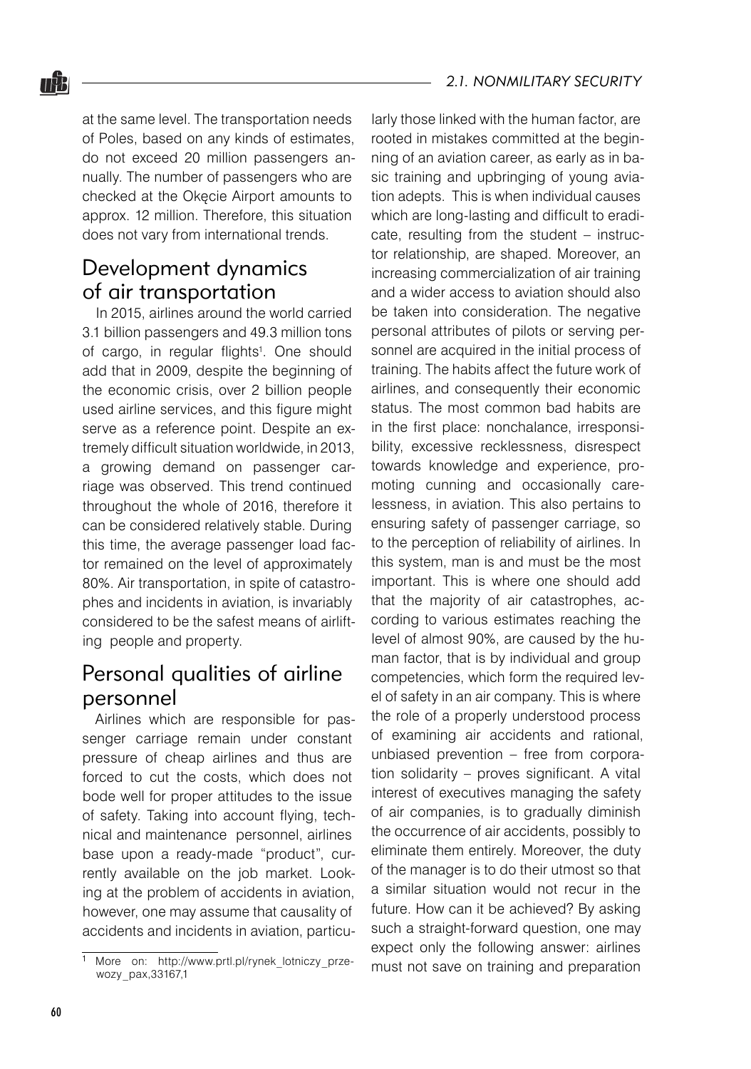at the same level. The transportation needs of Poles, based on any kinds of estimates, do not exceed 20 million passengers annually. The number of passengers who are checked at the Okęcie Airport amounts to approx. 12 million. Therefore, this situation does not vary from international trends.

## Development dynamics of air transportation

In 2015, airlines around the world carried 3.1 billion passengers and 49.3 million tons of cargo, in regular flights[1]. One should add that in 2009, despite the beginning of the economic crisis, over 2 billion people used airline services, and this figure might serve as a reference point. Despite an extremely difficult situation worldwide, in 2013, a growing demand on passenger carriage was observed. This trend continued throughout the whole of 2016, therefore it can be considered relatively stable. During this time, the average passenger load factor remained on the level of approximately 80%. Air transportation, in spite of catastrophes and incidents in aviation, is invariably considered to be the safest means of airlifting people and property.

## Personal qualities of airline personnel

Airlines which are responsible for passenger carriage remain under constant pressure of cheap airlines and thus are forced to cut the costs, which does not bode well for proper attitudes to the issue of safety. Taking into account flying, technical and maintenance personnel, airlines base upon a ready-made "product", currently available on the job market. Looking at the problem of accidents in aviation, however, one may assume that causality of accidents and incidents in aviation, particularly those linked with the human factor, are rooted in mistakes committed at the beginning of an aviation career, as early as in basic training and upbringing of young aviation adepts. This is when individual causes which are long-lasting and difficult to eradicate, resulting from the student – instructor relationship, are shaped. Moreover, an increasing commercialization of air training and a wider access to aviation should also be taken into consideration. The negative personal attributes of pilots or serving personnel are acquired in the initial process of training. The habits affect the future work of airlines, and consequently their economic status. The most common bad habits are in the first place: nonchalance, irresponsibility, excessive recklessness, disrespect towards knowledge and experience, promoting cunning and occasionally carelessness, in aviation. This also pertains to ensuring safety of passenger carriage, so to the perception of reliability of airlines. In this system, man is and must be the most important. This is where one should add that the majority of air catastrophes, according to various estimates reaching the level of almost 90%, are caused by the human factor, that is by individual and group competencies, which form the required level of safety in an air company. This is where the role of a properly understood process of examining air accidents and rational, unbiased prevention – free from corporation solidarity – proves significant. A vital interest of executives managing the safety of air companies, is to gradually diminish the occurrence of air accidents, possibly to eliminate them entirely. Moreover, the duty of the manager is to do their utmost so that a similar situation would not recur in the future. How can it be achieved? By asking such a straight-forward question, one may expect only the following answer: airlines must not save on training and preparation

[1] More on: http://www.prtl.pl/rynek_lotniczy_przewozy_pax,33167,1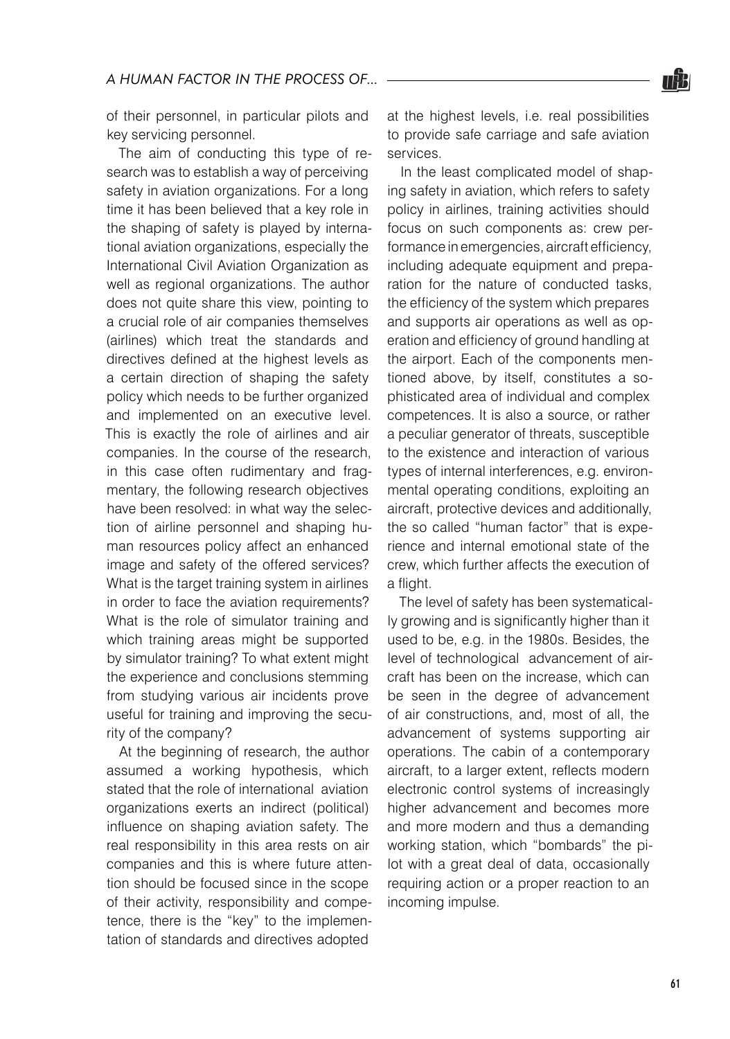of their personnel, in particular pilots and key servicing personnel.

The aim of conducting this type of research was to establish a way of perceiving safety in aviation organizations. For a long time it has been believed that a key role in the shaping of safety is played by international aviation organizations, especially the International Civil Aviation Organization as well as regional organizations. The author does not quite share this view, pointing to a crucial role of air companies themselves (airlines) which treat the standards and directives defined at the highest levels as a certain direction of shaping the safety policy which needs to be further organized and implemented on an executive level. This is exactly the role of airlines and air companies. In the course of the research, in this case often rudimentary and fragmentary, the following research objectives have been resolved: in what way the selection of airline personnel and shaping human resources policy affect an enhanced image and safety of the offered services? What is the target training system in airlines in order to face the aviation requirements? What is the role of simulator training and which training areas might be supported by simulator training? To what extent might the experience and conclusions stemming from studying various air incidents prove useful for training and improving the security of the company?

At the beginning of research, the author assumed a working hypothesis, which stated that the role of international aviation organizations exerts an indirect (political) influence on shaping aviation safety. The real responsibility in this area rests on air companies and this is where future attention should be focused since in the scope of their activity, responsibility and competence, there is the "key" to the implementation of standards and directives adopted at the highest levels, i.e. real possibilities to provide safe carriage and safe aviation services.

In the least complicated model of shaping safety in aviation, which refers to safety policy in airlines, training activities should focus on such components as: crew performance in emergencies, aircraft efficiency, including adequate equipment and preparation for the nature of conducted tasks, the efficiency of the system which prepares and supports air operations as well as operation and efficiency of ground handling at the airport. Each of the components mentioned above, by itself, constitutes a sophisticated area of individual and complex competences. It is also a source, or rather a peculiar generator of threats, susceptible to the existence and interaction of various types of internal interferences, e.g. environmental operating conditions, exploiting an aircraft, protective devices and additionally, the so called "human factor" that is experience and internal emotional state of the crew, which further affects the execution of a flight.

The level of safety has been systematically growing and is significantly higher than it used to be, e.g. in the 1980s. Besides, the level of technological advancement of aircraft has been on the increase, which can be seen in the degree of advancement of air constructions, and, most of all, the advancement of systems supporting air operations. The cabin of a contemporary aircraft, to a larger extent, reflects modern electronic control systems of increasingly higher advancement and becomes more and more modern and thus a demanding working station, which "bombards" the pilot with a great deal of data, occasionally requiring action or a proper reaction to an incoming impulse.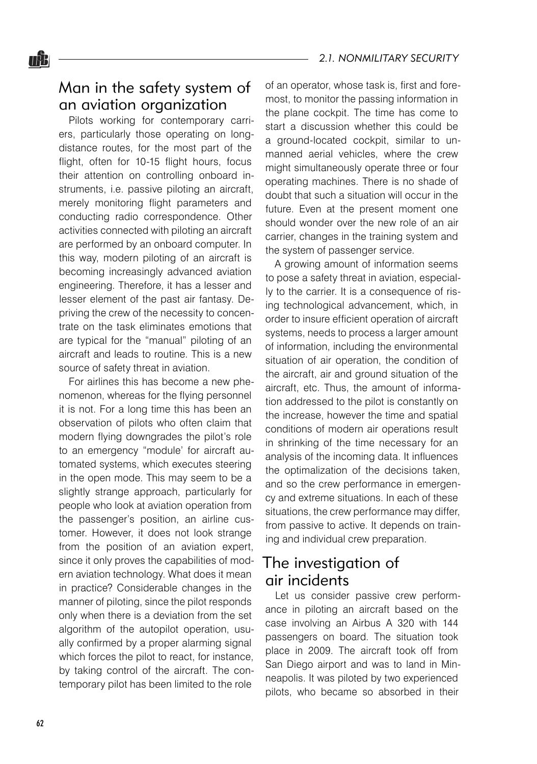## Man in the safety system of an aviation organization

Pilots working for contemporary carriers, particularly those operating on long-distance routes, for the most part of the flight, often for 10-15 flight hours, focus their attention on controlling onboard instruments, i.e. passive piloting an aircraft, merely monitoring flight parameters and conducting radio correspondence. Other activities connected with piloting an aircraft are performed by an onboard computer. In this way, modern piloting of an aircraft is becoming increasingly advanced aviation engineering. Therefore, it has a lesser and lesser element of the past air fantasy. Depriving the crew of the necessity to concentrate on the task eliminates emotions that are typical for the "manual" piloting of an aircraft and leads to routine. This is a new source of safety threat in aviation.

For airlines this has become a new phenomenon, whereas for the flying personnel it is not. For a long time this has been an observation of pilots who often claim that modern flying downgrades the pilot's role to an emergency "module' for aircraft automated systems, which executes steering in the open mode. This may seem to be a slightly strange approach, particularly for people who look at aviation operation from the passenger's position, an airline customer. However, it does not look strange from the position of an aviation expert, since it only proves the capabilities of modern aviation technology. What does it mean in practice? Considerable changes in the manner of piloting, since the pilot responds only when there is a deviation from the set algorithm of the autopilot operation, usually confirmed by a proper alarming signal which forces the pilot to react, for instance, by taking control of the aircraft. The contemporary pilot has been limited to the role of an operator, whose task is, first and foremost, to monitor the passing information in the plane cockpit. The time has come to start a discussion whether this could be a ground-located cockpit, similar to unmanned aerial vehicles, where the crew might simultaneously operate three or four operating machines. There is no shade of doubt that such a situation will occur in the future. Even at the present moment one should wonder over the new role of an air carrier, changes in the training system and the system of passenger service.

A growing amount of information seems to pose a safety threat in aviation, especially to the carrier. It is a consequence of rising technological advancement, which, in order to insure efficient operation of aircraft systems, needs to process a larger amount of information, including the environmental situation of air operation, the condition of the aircraft, air and ground situation of the aircraft, etc. Thus, the amount of information addressed to the pilot is constantly on the increase, however the time and spatial conditions of modern air operations result in shrinking of the time necessary for an analysis of the incoming data. It influences the optimalization of the decisions taken, and so the crew performance in emergency and extreme situations. In each of these situations, the crew performance may differ, from passive to active. It depends on training and individual crew preparation.

## The investigation of air incidents

Let us consider passive crew performance in piloting an aircraft based on the case involving an Airbus A 320 with 144 passengers on board. The situation took place in 2009. The aircraft took off from San Diego airport and was to land in Minneapolis. It was piloted by two experienced pilots, who became so absorbed in their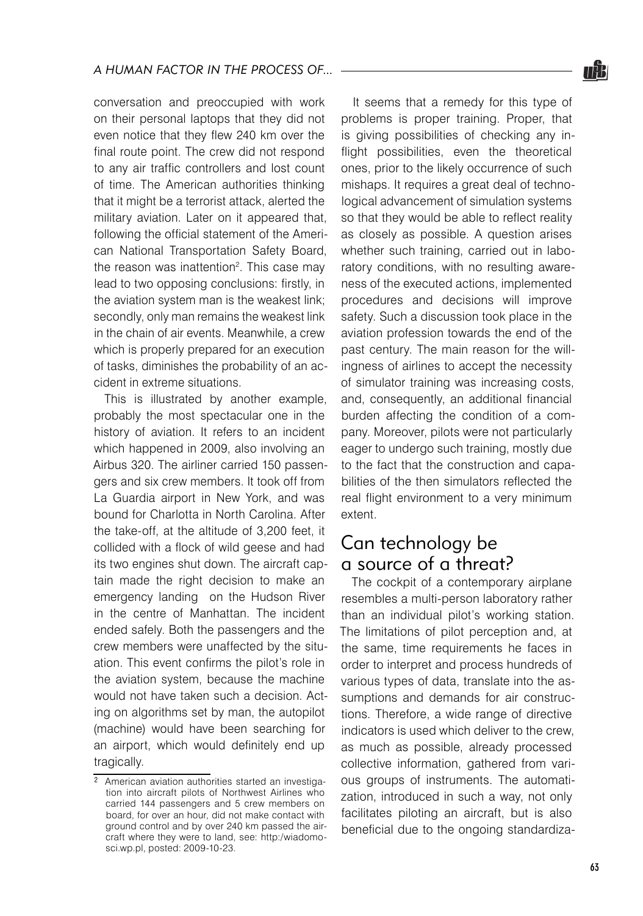conversation and preoccupied with work on their personal laptops that they did not even notice that they flew 240 km over the final route point. The crew did not respond to any air traffic controllers and lost count of time. The American authorities thinking that it might be a terrorist attack, alerted the military aviation. Later on it appeared that, following the official statement of the American National Transportation Safety Board, the reason was inattention[2]. This case may lead to two opposing conclusions: firstly, in the aviation system man is the weakest link; secondly, only man remains the weakest link in the chain of air events. Meanwhile, a crew which is properly prepared for an execution of tasks, diminishes the probability of an accident in extreme situations.

This is illustrated by another example, probably the most spectacular one in the history of aviation. It refers to an incident which happened in 2009, also involving an Airbus 320. The airliner carried 150 passengers and six crew members. It took off from La Guardia airport in New York, and was bound for Charlotta in North Carolina. After the take-off, at the altitude of 3,200 feet, it collided with a flock of wild geese and had its two engines shut down. The aircraft captain made the right decision to make an emergency landing on the Hudson River in the centre of Manhattan. The incident ended safely. Both the passengers and the crew members were unaffected by the situation. This event confirms the pilot's role in the aviation system, because the machine would not have taken such a decision. Acting on algorithms set by man, the autopilot (machine) would have been searching for an airport, which would definitely end up tragically.

It seems that a remedy for this type of problems is proper training. Proper, that is giving possibilities of checking any in-flight possibilities, even the theoretical ones, prior to the likely occurrence of such mishaps. It requires a great deal of technological advancement of simulation systems so that they would be able to reflect reality as closely as possible. A question arises whether such training, carried out in laboratory conditions, with no resulting awareness of the executed actions, implemented procedures and decisions will improve safety. Such a discussion took place in the aviation profession towards the end of the past century. The main reason for the willingness of airlines to accept the necessity of simulator training was increasing costs, and, consequently, an additional financial burden affecting the condition of a company. Moreover, pilots were not particularly eager to undergo such training, mostly due to the fact that the construction and capabilities of the then simulators reflected the real flight environment to a very minimum extent.

## Can technology be a source of a threat?

The cockpit of a contemporary airplane resembles a multi-person laboratory rather than an individual pilot's working station. The limitations of pilot perception and, at the same, time requirements he faces in order to interpret and process hundreds of various types of data, translate into the assumptions and demands for air constructions. Therefore, a wide range of directive indicators is used which deliver to the crew, as much as possible, already processed collective information, gathered from various groups of instruments. The automatization, introduced in such a way, not only facilitates piloting an aircraft, but is also beneficial due to the ongoing standardiza-

---

[2] American aviation authorities started an investigation into aircraft pilots of Northwest Airlines who carried 144 passengers and 5 crew members on board, for over an hour, did not make contact with ground control and by over 240 km passed the aircraft where they were to land, see: http:/wiadomosci.wp.pl, posted: 2009-10-23.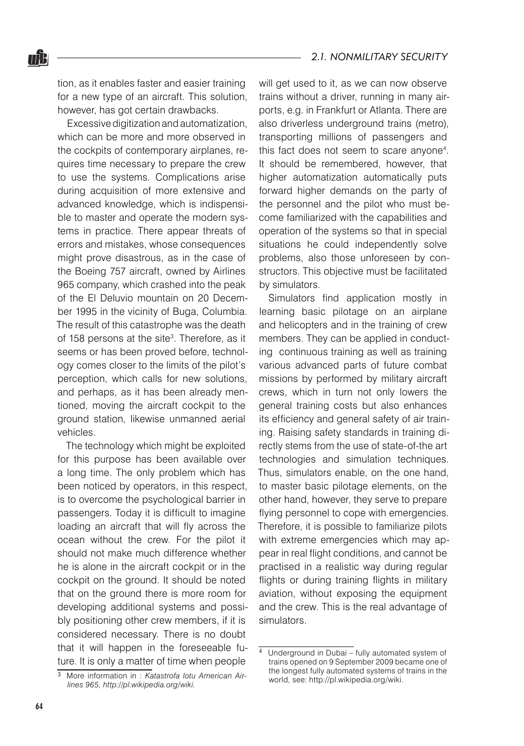tion, as it enables faster and easier training for a new type of an aircraft. This solution, however, has got certain drawbacks.

Excessive digitization and automatization, which can be more and more observed in the cockpits of contemporary airplanes, requires time necessary to prepare the crew to use the systems. Complications arise during acquisition of more extensive and advanced knowledge, which is indispensible to master and operate the modern systems in practice. There appear threats of errors and mistakes, whose consequences might prove disastrous, as in the case of the Boeing 757 aircraft, owned by Airlines 965 company, which crashed into the peak of the El Deluvio mountain on 20 December 1995 in the vicinity of Buga, Columbia. The result of this catastrophe was the death of 158 persons at the site[3]. Therefore, as it seems or has been proved before, technology comes closer to the limits of the pilot's perception, which calls for new solutions, and perhaps, as it has been already mentioned, moving the aircraft cockpit to the ground station, likewise unmanned aerial vehicles.

The technology which might be exploited for this purpose has been available over a long time. The only problem which has been noticed by operators, in this respect, is to overcome the psychological barrier in passengers. Today it is difficult to imagine loading an aircraft that will fly across the ocean without the crew. For the pilot it should not make much difference whether he is alone in the aircraft cockpit or in the cockpit on the ground. It should be noted that on the ground there is more room for developing additional systems and possibly positioning other crew members, if it is considered necessary. There is no doubt that it will happen in the foreseeable future. It is only a matter of time when people will get used to it, as we can now observe trains without a driver, running in many airports, e.g. in Frankfurt or Atlanta. There are also driverless underground trains (metro), transporting millions of passengers and this fact does not seem to scare anyone[4]. It should be remembered, however, that higher automatization automatically puts forward higher demands on the party of the personnel and the pilot who must become familiarized with the capabilities and operation of the systems so that in special situations he could independently solve problems, also those unforeseen by constructors. This objective must be facilitated by simulators.

Simulators find application mostly in learning basic pilotage on an airplane and helicopters and in the training of crew members. They can be applied in conducting continuous training as well as training various advanced parts of future combat missions by performed by military aircraft crews, which in turn not only lowers the general training costs but also enhances its efficiency and general safety of air training. Raising safety standards in training directly stems from the use of state-of-the art technologies and simulation techniques. Thus, simulators enable, on the one hand, to master basic pilotage elements, on the other hand, however, they serve to prepare flying personnel to cope with emergencies. Therefore, it is possible to familiarize pilots with extreme emergencies which may appear in real flight conditions, and cannot be practised in a realistic way during regular flights or during training flights in military aviation, without exposing the equipment and the crew. This is the real advantage of simulators.

---

[3] More information in : *Katastrofa lotu American Airlines 965, http://pl.wikipedia.org/wiki.*

[4] Underground in Dubai – fully automated system of trains opened on 9 September 2009 became one of the longest fully automated systems of trains in the world, see: http://pl.wikipedia.org/wiki.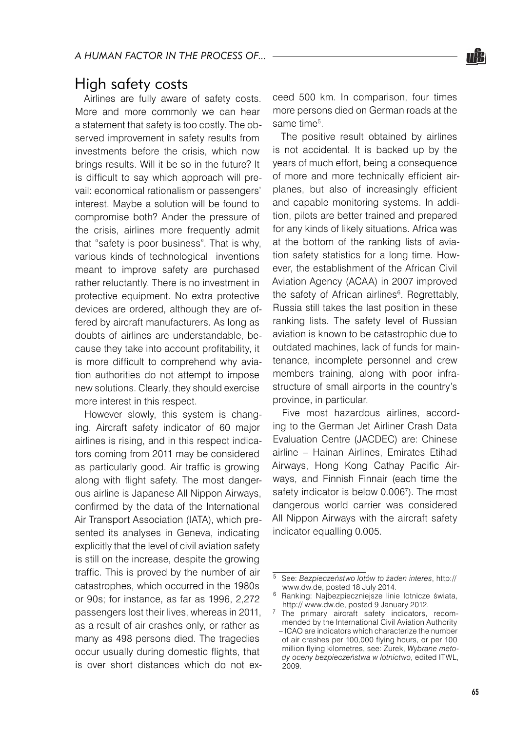## High safety costs

Airlines are fully aware of safety costs. More and more commonly we can hear a statement that safety is too costly. The observed improvement in safety results from investments before the crisis, which now brings results. Will it be so in the future? It is difficult to say which approach will prevail: economical rationalism or passengers' interest. Maybe a solution will be found to compromise both? Ander the pressure of the crisis, airlines more frequently admit that "safety is poor business". That is why, various kinds of technological inventions meant to improve safety are purchased rather reluctantly. There is no investment in protective equipment. No extra protective devices are ordered, although they are offered by aircraft manufacturers. As long as doubts of airlines are understandable, because they take into account profitability, it is more difficult to comprehend why aviation authorities do not attempt to impose new solutions. Clearly, they should exercise more interest in this respect.

However slowly, this system is changing. Aircraft safety indicator of 60 major airlines is rising, and in this respect indicators coming from 2011 may be considered as particularly good. Air traffic is growing along with flight safety. The most dangerous airline is Japanese All Nippon Airways, confirmed by the data of the International Air Transport Association (IATA), which presented its analyses in Geneva, indicating explicitly that the level of civil aviation safety is still on the increase, despite the growing traffic. This is proved by the number of air catastrophes, which occurred in the 1980s or 90s; for instance, as far as 1996, 2,272 passengers lost their lives, whereas in 2011, as a result of air crashes only, or rather as many as 498 persons died. The tragedies occur usually during domestic flights, that is over short distances which do not exceed 500 km. In comparison, four times more persons died on German roads at the same time[5].

The positive result obtained by airlines is not accidental. It is backed up by the years of much effort, being a consequence of more and more technically efficient airplanes, but also of increasingly efficient and capable monitoring systems. In addition, pilots are better trained and prepared for any kinds of likely situations. Africa was at the bottom of the ranking lists of aviation safety statistics for a long time. However, the establishment of the African Civil Aviation Agency (ACAA) in 2007 improved the safety of African airlines[6]. Regrettably, Russia still takes the last position in these ranking lists. The safety level of Russian aviation is known to be catastrophic due to outdated machines, lack of funds for maintenance, incomplete personnel and crew members training, along with poor infrastructure of small airports in the country's province, in particular.

Five most hazardous airlines, according to the German Jet Airliner Crash Data Evaluation Centre (JACDEC) are: Chinese airline – Hainan Airlines, Emirates Etihad Airways, Hong Kong Cathay Pacific Airways, and Finnish Finnair (each time the safety indicator is below 0.006[7]). The most dangerous world carrier was considered All Nippon Airways with the aircraft safety indicator equalling 0.005.

---

[5] See: *Bezpieczeństwo lotów to żaden interes*, http:// www.dw.de, posted 18 July 2014.

[6] Ranking: Najbezpieczniejsze linie lotnicze świata, http:// www.dw.de, posted 9 January 2012.

[7] The primary aircraft safety indicators, recommended by the International Civil Aviation Authority – ICAO are indicators which characterize the number of air crashes per 100,000 flying hours, or per 100 million flying kilometres, see: Żurek, *Wybrane metody oceny bezpieczeństwa w lotnictwo*, edited ITWL, 2009.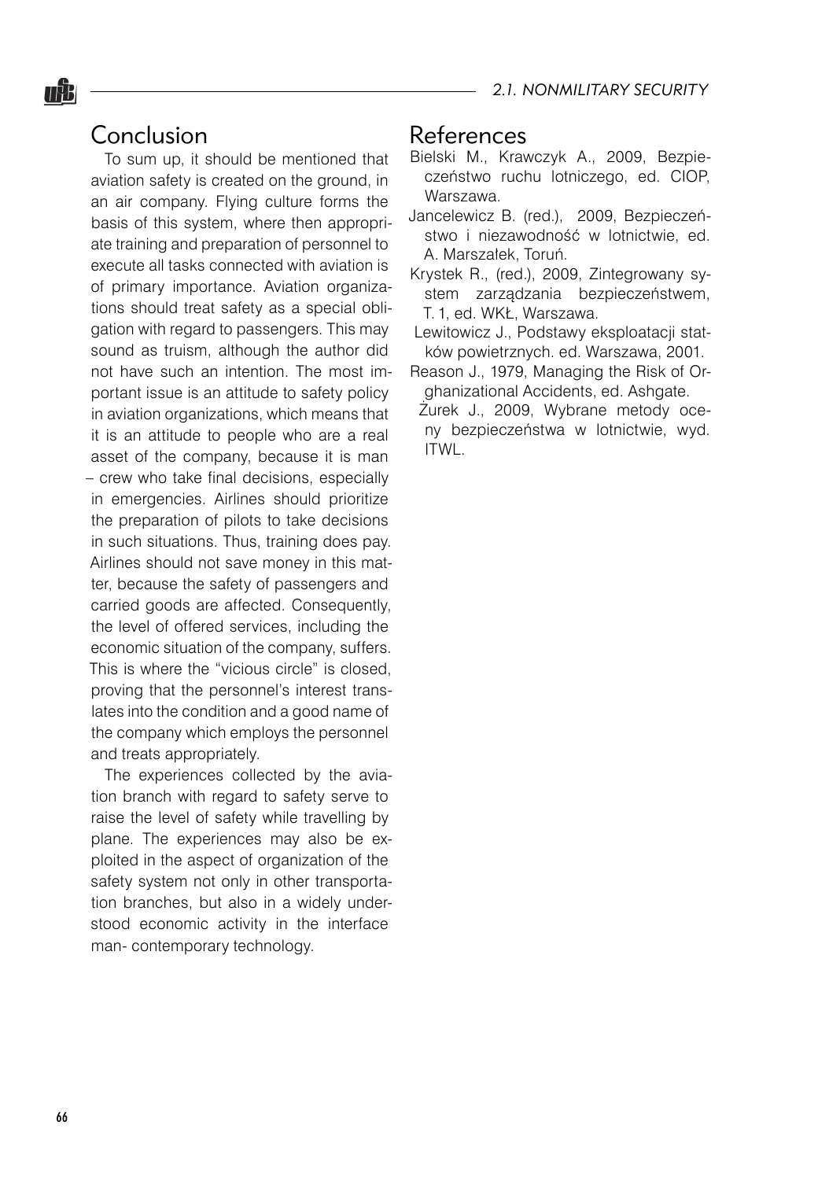## Conclusion

To sum up, it should be mentioned that aviation safety is created on the ground, in an air company. Flying culture forms the basis of this system, where then appropriate training and preparation of personnel to execute all tasks connected with aviation is of primary importance. Aviation organizations should treat safety as a special obligation with regard to passengers. This may sound as truism, although the author did not have such an intention. The most important issue is an attitude to safety policy in aviation organizations, which means that it is an attitude to people who are a real asset of the company, because it is man – crew who take final decisions, especially in emergencies. Airlines should prioritize the preparation of pilots to take decisions in such situations. Thus, training does pay. Airlines should not save money in this matter, because the safety of passengers and carried goods are affected. Consequently, the level of offered services, including the economic situation of the company, suffers. This is where the "vicious circle" is closed, proving that the personnel's interest translates into the condition and a good name of the company which employs the personnel and treats appropriately.

The experiences collected by the aviation branch with regard to safety serve to raise the level of safety while travelling by plane. The experiences may also be exploited in the aspect of organization of the safety system not only in other transportation branches, but also in a widely understood economic activity in the interface man- contemporary technology.

## References

Bielski M., Krawczyk A., 2009, Bezpieczeństwo ruchu lotniczego, ed. CIOP, Warszawa.

Jancelewicz B. (red.), 2009, Bezpieczeństwo i niezawodność w lotnictwie, ed. A. Marszałek, Toruń.

Krystek R., (red.), 2009, Zintegrowany system zarządzania bezpieczeństwem, T. 1, ed. WKŁ, Warszawa.

Lewitowicz J., Podstawy eksploatacji statków powietrznych. ed. Warszawa, 2001.

Reason J., 1979, Managing the Risk of Orghanizational Accidents, ed. Ashgate.

Żurek J., 2009, Wybrane metody oceny bezpieczeństwa w lotnictwie, wyd. ITWL.